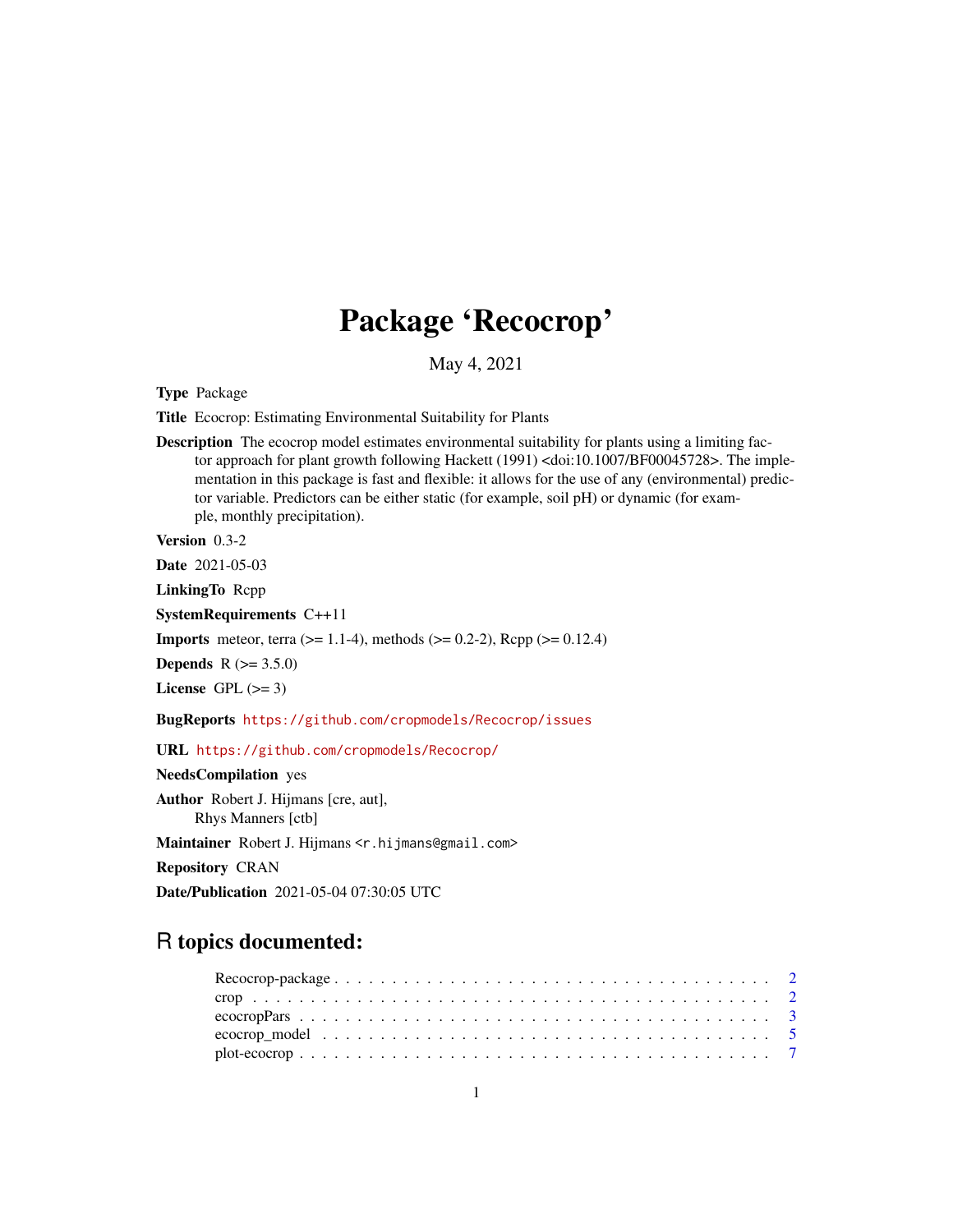# Package 'Recocrop'

May 4, 2021

**Type** Package

**Title** Ecocrop: Estimating Environmental Suitability for Plants

**Description** The ecocrop model estimates environmental suitability for plants using a limiting factor approach for plant growth following Hackett (1991) <doi:10.1007/BF00045728>. The implementation in this package is fast and flexible: it allows for the use of any (environmental) predictor variable. Predictors can be either static (for example, soil pH) or dynamic (for example, monthly precipitation).

**Version** 0.3-2

**Date** 2021-05-03

**LinkingTo** Rcpp

**SystemRequirements** C++11

**Imports** meteor, terra (>= 1.1-4), methods (>= 0.2-2), Rcpp (>= 0.12.4)

**Depends** R (>= 3.5.0)

**License** GPL (>= 3)

**BugReports** https://github.com/cropmodels/Recocrop/issues

**URL** https://github.com/cropmodels/Recocrop/

**NeedsCompilation** yes

**Author** Robert J. Hijmans [cre, aut],
Rhys Manners [ctb]

**Maintainer** Robert J. Hijmans <r.hijmans@gmail.com>

**Repository** CRAN

**Date/Publication** 2021-05-04 07:30:05 UTC

## R topics documented:

Recocrop-package . . . . . . . . . . . . . . . . . . . . . . . . . . . . . . . . . . . . 2
crop . . . . . . . . . . . . . . . . . . . . . . . . . . . . . . . . . . . . . . . . . . . 2
ecocropPars . . . . . . . . . . . . . . . . . . . . . . . . . . . . . . . . . . . . . . . 3
ecocrop_model . . . . . . . . . . . . . . . . . . . . . . . . . . . . . . . . . . . . . 5
plot-ecocrop . . . . . . . . . . . . . . . . . . . . . . . . . . . . . . . . . . . . . . . 7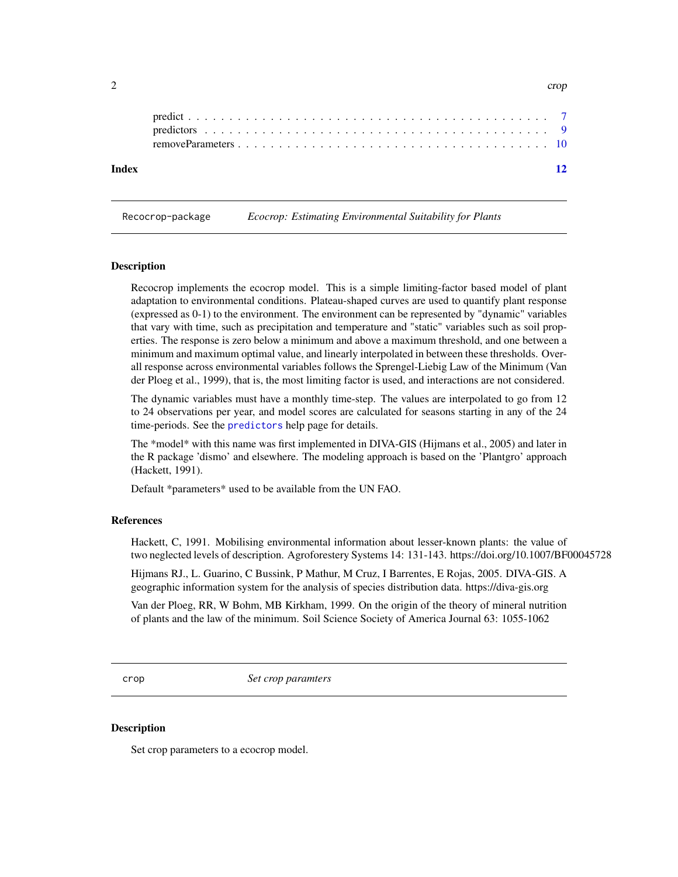predict . . . . . . . . . . . . . . . . . . . . . . . . . . . . . . . . . . . . . . . . . . 7
predictors . . . . . . . . . . . . . . . . . . . . . . . . . . . . . . . . . . . . . . . . . 9
removeParameters . . . . . . . . . . . . . . . . . . . . . . . . . . . . . . . . . . . . . 10

**Index** **12**

---

## Recocrop-package *Ecocrop: Estimating Environmental Suitability for Plants*

### Description

Recocrop implements the ecocrop model. This is a simple limiting-factor based model of plant adaptation to environmental conditions. Plateau-shaped curves are used to quantify plant response (expressed as 0-1) to the environment. The environment can be represented by "dynamic" variables that vary with time, such as precipitation and temperature and "static" variables such as soil properties. The response is zero below a minimum and above a maximum threshold, and one between a minimum and maximum optimal value, and linearly interpolated in between these thresholds. Overall response across environmental variables follows the Sprengel-Liebig Law of the Minimum (Van der Ploeg et al., 1999), that is, the most limiting factor is used, and interactions are not considered.

The dynamic variables must have a monthly time-step. The values are interpolated to go from 12 to 24 observations per year, and model scores are calculated for seasons starting in any of the 24 time-periods. See the predictors help page for details.

The *model* with this name was first implemented in DIVA-GIS (Hijmans et al., 2005) and later in the R package 'dismo' and elsewhere. The modeling approach is based on the 'Plantgro' approach (Hackett, 1991).

Default *parameters* used to be available from the UN FAO.

### References

Hackett, C, 1991. Mobilising environmental information about lesser-known plants: the value of two neglected levels of description. Agroforestery Systems 14: 131-143. https://doi.org/10.1007/BF00045728

Hijmans RJ., L. Guarino, C Bussink, P Mathur, M Cruz, I Barrentes, E Rojas, 2005. DIVA-GIS. A geographic information system for the analysis of species distribution data. https://diva-gis.org

Van der Ploeg, RR, W Bohm, MB Kirkham, 1999. On the origin of the theory of mineral nutrition of plants and the law of the minimum. Soil Science Society of America Journal 63: 1055-1062

---

## crop *Set crop paramters*

### Description

Set crop parameters to a ecocrop model.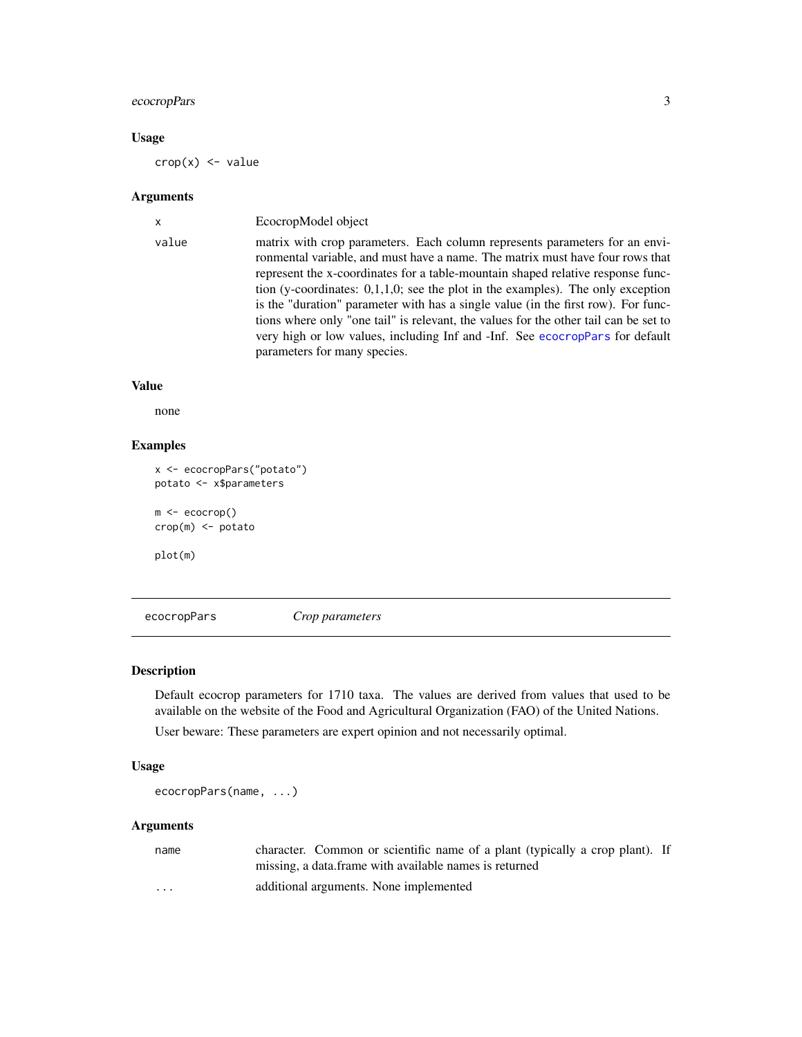### Usage

```
crop(x) <- value
```

### Arguments

| | |
|---|---|
| x | EcocropModel object |
| value | matrix with crop parameters. Each column represents parameters for an environmental variable, and must have a name. The matrix must have four rows that represent the x-coordinates for a table-mountain shaped relative response function (y-coordinates: 0,1,1,0; see the plot in the examples). The only exception is the "duration" parameter with has a single value (in the first row). For functions where only "one tail" is relevant, the values for the other tail can be set to very high or low values, including Inf and -Inf. See ecocropPars for default parameters for many species. |

### Value

none

### Examples

```
x <- ecocropPars("potato")
potato <- x$parameters

m <- ecocrop()
crop(m) <- potato

plot(m)
```

---

## ecocropPars *Crop parameters*

---

### Description

Default ecocrop parameters for 1710 taxa. The values are derived from values that used to be available on the website of the Food and Agricultural Organization (FAO) of the United Nations.

User beware: These parameters are expert opinion and not necessarily optimal.

### Usage

```
ecocropPars(name, ...)
```

### Arguments

| | |
|---|---|
| name | character. Common or scientific name of a plant (typically a crop plant). If missing, a data.frame with available names is returned |
| ... | additional arguments. None implemented |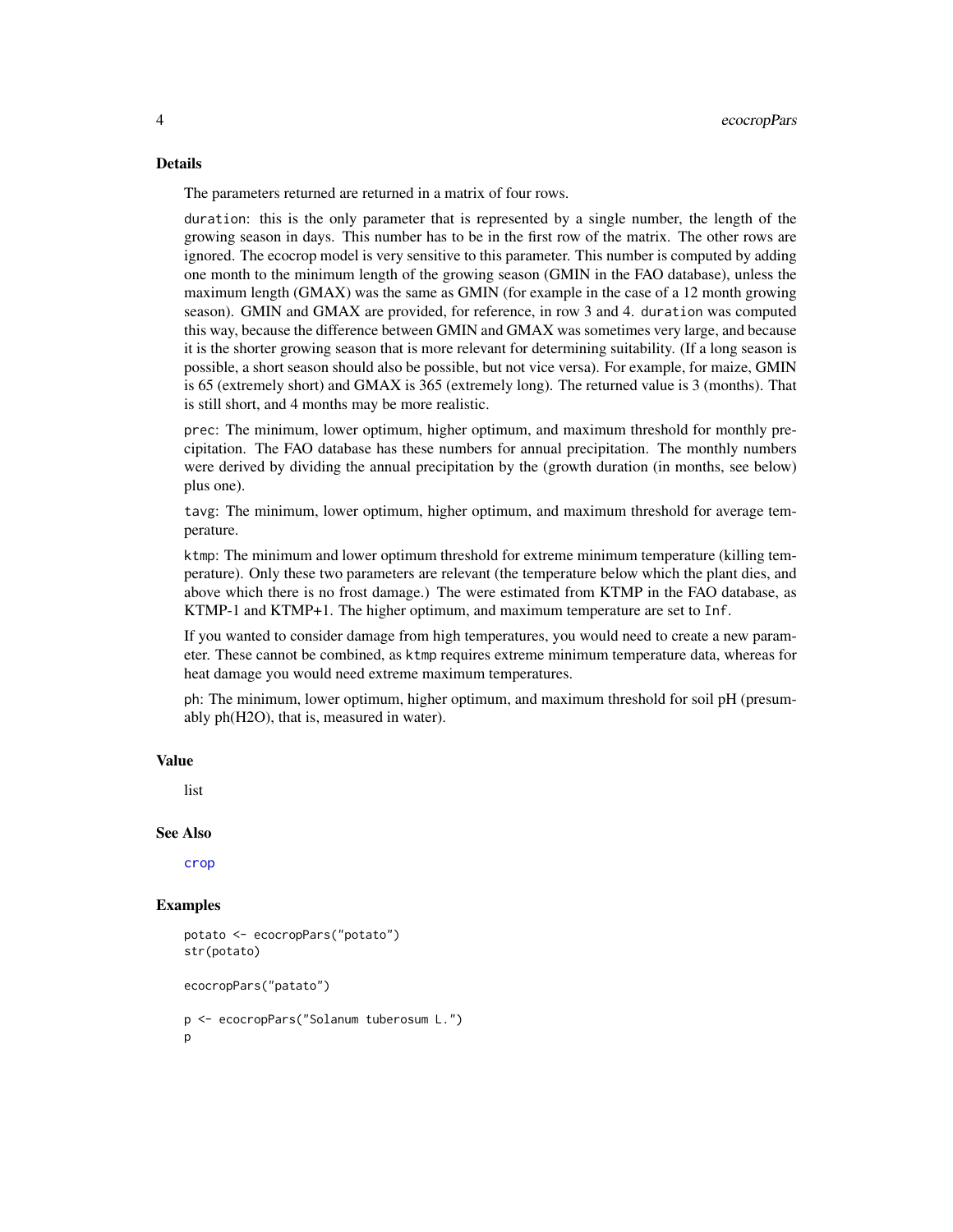## Details

The parameters returned are returned in a matrix of four rows.

`duration`: this is the only parameter that is represented by a single number, the length of the growing season in days. This number has to be in the first row of the matrix. The other rows are ignored. The ecocrop model is very sensitive to this parameter. This number is computed by adding one month to the minimum length of the growing season (GMIN in the FAO database), unless the maximum length (GMAX) was the same as GMIN (for example in the case of a 12 month growing season). GMIN and GMAX are provided, for reference, in row 3 and 4. `duration` was computed this way, because the difference between GMIN and GMAX was sometimes very large, and because it is the shorter growing season that is more relevant for determining suitability. (If a long season is possible, a short season should also be possible, but not vice versa). For example, for maize, GMIN is 65 (extremely short) and GMAX is 365 (extremely long). The returned value is 3 (months). That is still short, and 4 months may be more realistic.

`prec`: The minimum, lower optimum, higher optimum, and maximum threshold for monthly precipitation. The FAO database has these numbers for annual precipitation. The monthly numbers were derived by dividing the annual precipitation by the (growth duration (in months, see below) plus one).

`tavg`: The minimum, lower optimum, higher optimum, and maximum threshold for average temperature.

`ktmp`: The minimum and lower optimum threshold for extreme minimum temperature (killing temperature). Only these two parameters are relevant (the temperature below which the plant dies, and above which there is no frost damage.) The were estimated from KTMP in the FAO database, as KTMP-1 and KTMP+1. The higher optimum, and maximum temperature are set to `Inf`.

If you wanted to consider damage from high temperatures, you would need to create a new parameter. These cannot be combined, as `ktmp` requires extreme minimum temperature data, whereas for heat damage you would need extreme maximum temperatures.

`ph`: The minimum, lower optimum, higher optimum, and maximum threshold for soil pH (presumably ph(H2O), that is, measured in water).

## Value

list

## See Also

crop

## Examples

```
potato <- ecocropPars("potato")
str(potato)

ecocropPars("patato")

p <- ecocropPars("Solanum tuberosum L.")
p
```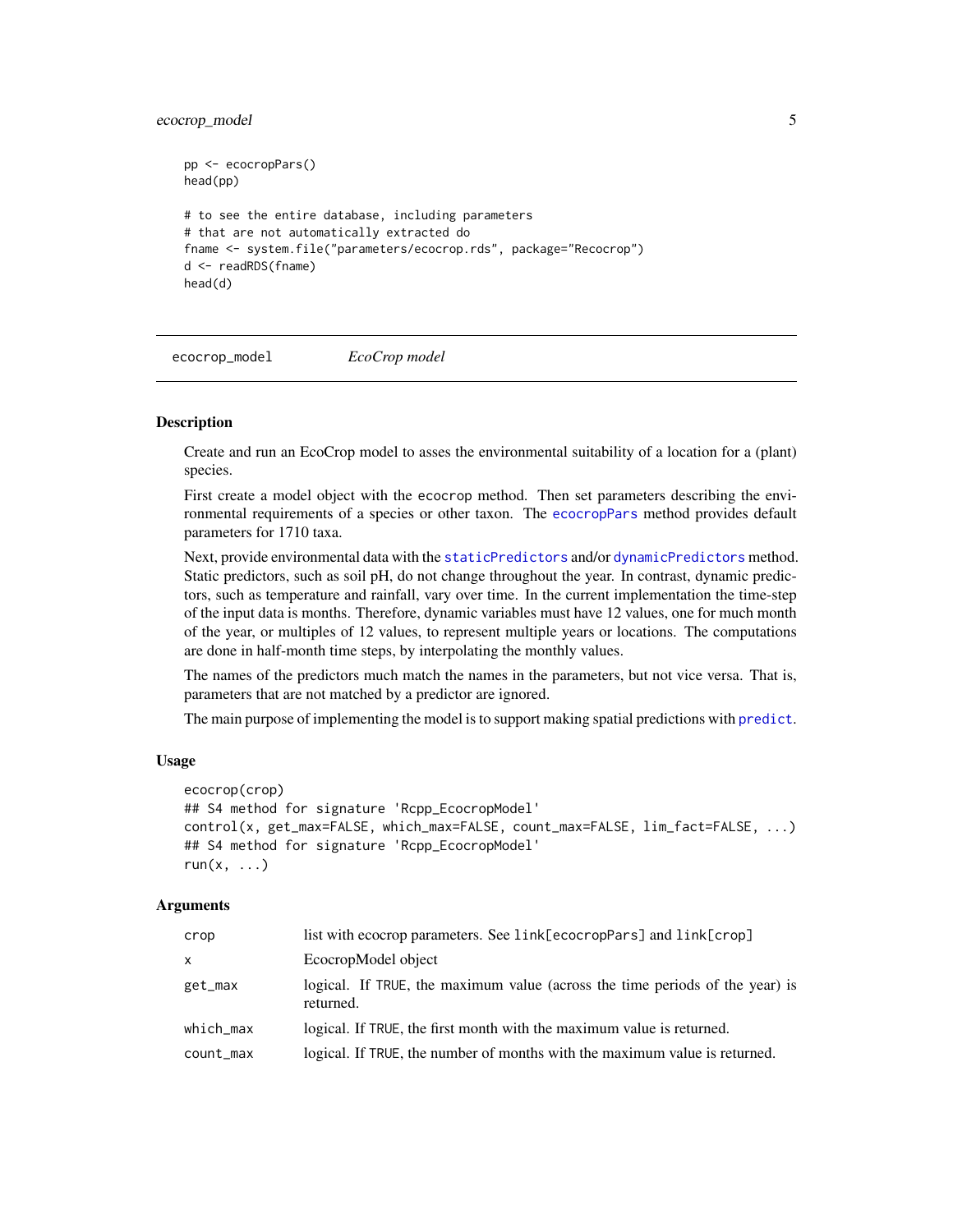```
pp <- ecocropPars()
head(pp)

# to see the entire database, including parameters
# that are not automatically extracted do
fname <- system.file("parameters/ecocrop.rds", package="Recocrop")
d <- readRDS(fname)
head(d)
```

---

## ecocrop_model — *EcoCrop model*

### Description

Create and run an EcoCrop model to asses the environmental suitability of a location for a (plant) species.

First create a model object with the `ecocrop` method. Then set parameters describing the environmental requirements of a species or other taxon. The `ecocropPars` method provides default parameters for 1710 taxa.

Next, provide environmental data with the `staticPredictors` and/or `dynamicPredictors` method. Static predictors, such as soil pH, do not change throughout the year. In contrast, dynamic predictors, such as temperature and rainfall, vary over time. In the current implementation the time-step of the input data is months. Therefore, dynamic variables must have 12 values, one for much month of the year, or multiples of 12 values, to represent multiple years or locations. The computations are done in half-month time steps, by interpolating the monthly values.

The names of the predictors much match the names in the parameters, but not vice versa. That is, parameters that are not matched by a predictor are ignored.

The main purpose of implementing the model is to support making spatial predictions with `predict`.

### Usage

```
ecocrop(crop)
## S4 method for signature 'Rcpp_EcocropModel'
control(x, get_max=FALSE, which_max=FALSE, count_max=FALSE, lim_fact=FALSE, ...)
## S4 method for signature 'Rcpp_EcocropModel'
run(x, ...)
```

### Arguments

| | |
|---|---|
| `crop` | list with ecocrop parameters. See `link[ecocropPars]` and `link[crop]` |
| `x` | EcocropModel object |
| `get_max` | logical. If `TRUE`, the maximum value (across the time periods of the year) is returned. |
| `which_max` | logical. If `TRUE`, the first month with the maximum value is returned. |
| `count_max` | logical. If `TRUE`, the number of months with the maximum value is returned. |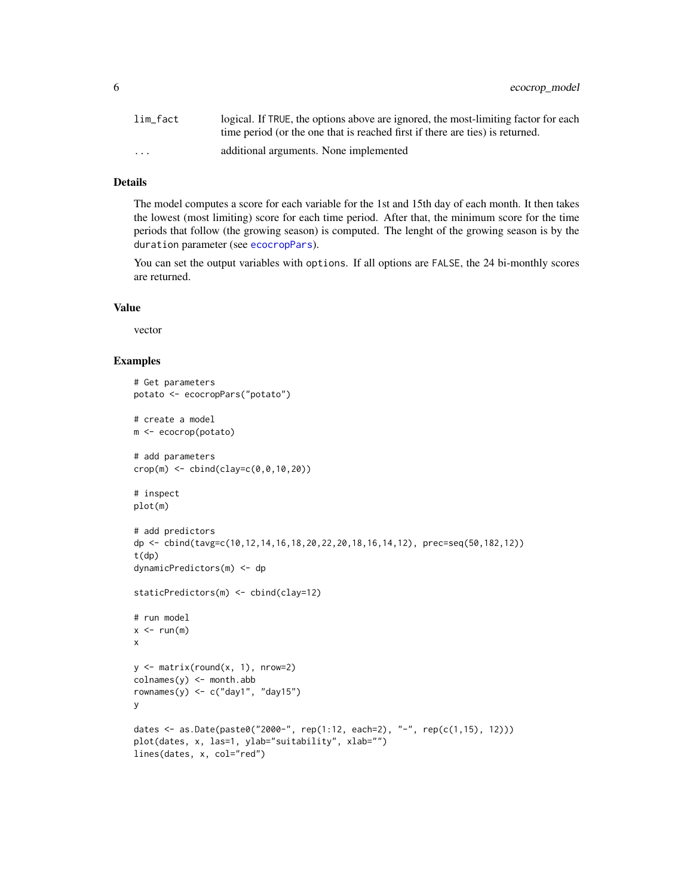| | |
|---|---|
| lim_fact | logical. If TRUE, the options above are ignored, the most-limiting factor for each time period (or the one that is reached first if there are ties) is returned. |
| ... | additional arguments. None implemented |

## Details

The model computes a score for each variable for the 1st and 15th day of each month. It then takes the lowest (most limiting) score for each time period. After that, the minimum score for the time periods that follow (the growing season) is computed. The lenght of the growing season is by the duration parameter (see ecocropPars).

You can set the output variables with options. If all options are FALSE, the 24 bi-monthly scores are returned.

## Value

vector

## Examples

```
# Get parameters
potato <- ecocropPars("potato")

# create a model
m <- ecocrop(potato)

# add parameters
crop(m) <- cbind(clay=c(0,0,10,20))

# inspect
plot(m)

# add predictors
dp <- cbind(tavg=c(10,12,14,16,18,20,22,20,18,16,14,12), prec=seq(50,182,12))
t(dp)
dynamicPredictors(m) <- dp

staticPredictors(m) <- cbind(clay=12)

# run model
x <- run(m)
x

y <- matrix(round(x, 1), nrow=2)
colnames(y) <- month.abb
rownames(y) <- c("day1", "day15")
y

dates <- as.Date(paste0("2000-", rep(1:12, each=2), "-", rep(c(1,15), 12)))
plot(dates, x, las=1, ylab="suitability", xlab="")
lines(dates, x, col="red")
```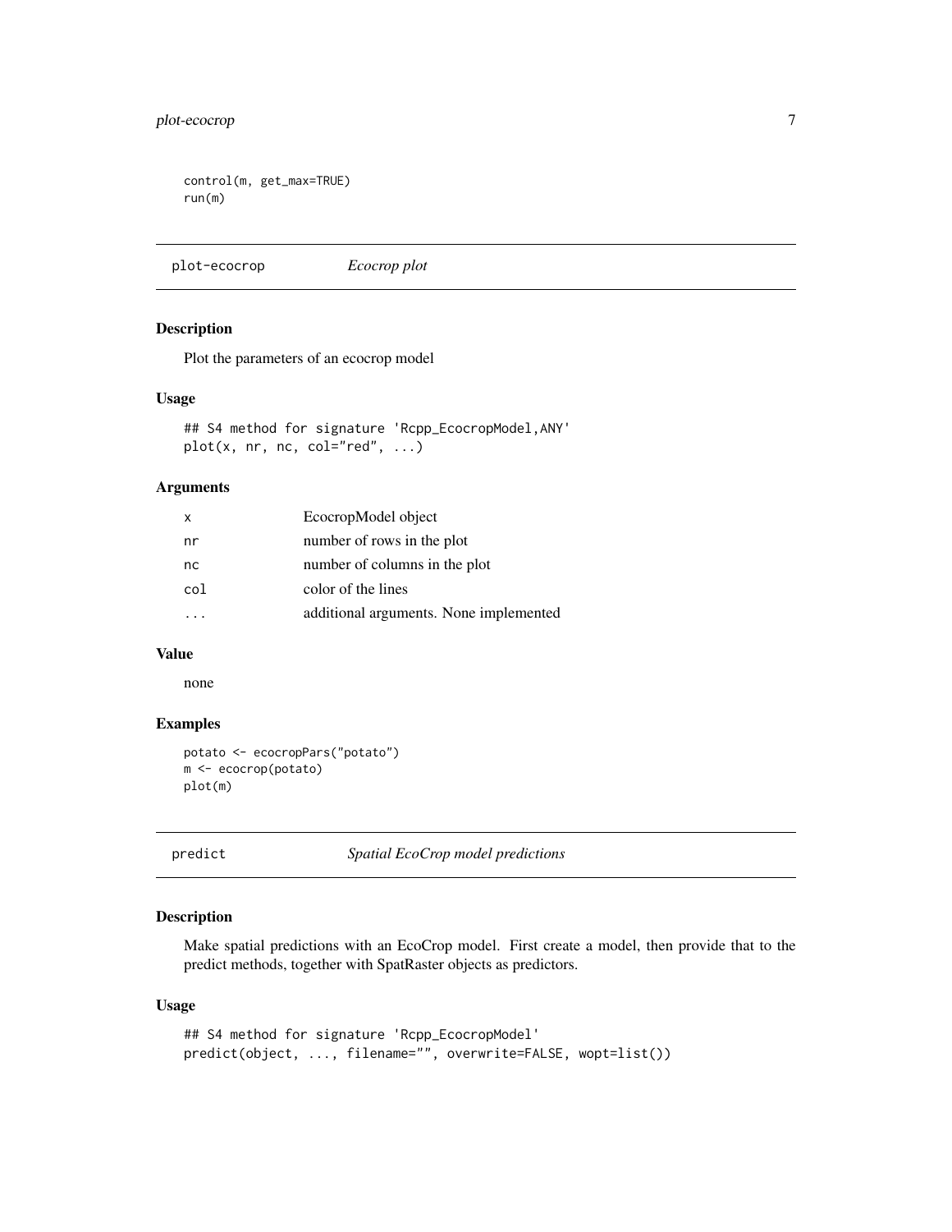```
control(m, get_max=TRUE)
run(m)
```

## plot-ecocrop *Ecocrop plot*

### Description

Plot the parameters of an ecocrop model

### Usage

```
## S4 method for signature 'Rcpp_EcocropModel,ANY'
plot(x, nr, nc, col="red", ...)
```

### Arguments

| | |
|---|---|
| x | EcocropModel object |
| nr | number of rows in the plot |
| nc | number of columns in the plot |
| col | color of the lines |
| ... | additional arguments. None implemented |

### Value

none

### Examples

```
potato <- ecocropPars("potato")
m <- ecocrop(potato)
plot(m)
```

## predict *Spatial EcoCrop model predictions*

### Description

Make spatial predictions with an EcoCrop model. First create a model, then provide that to the predict methods, together with SpatRaster objects as predictors.

### Usage

```
## S4 method for signature 'Rcpp_EcocropModel'
predict(object, ..., filename="", overwrite=FALSE, wopt=list())
```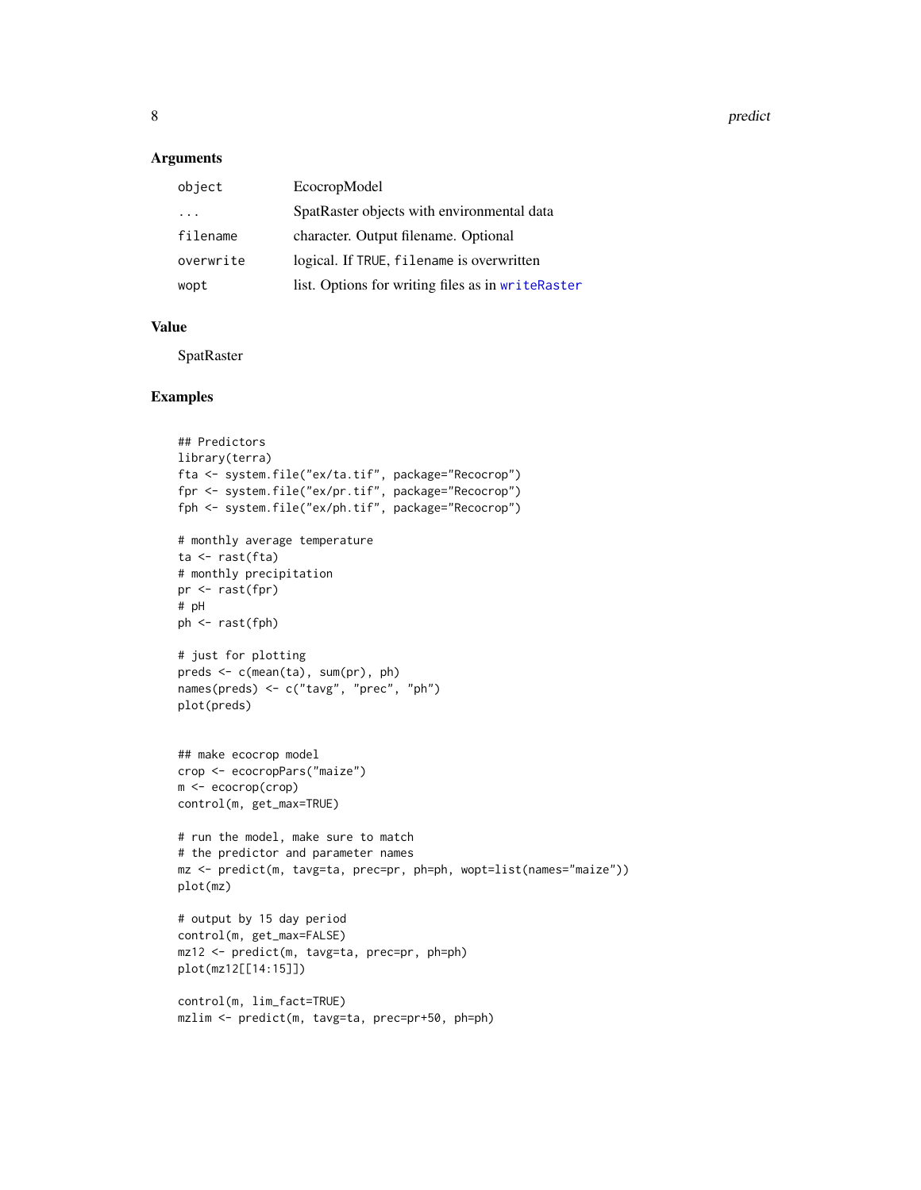### Arguments

| | |
|---|---|
| `object` | EcocropModel |
| `...` | SpatRaster objects with environmental data |
| `filename` | character. Output filename. Optional |
| `overwrite` | logical. If `TRUE`, `filename` is overwritten |
| `wopt` | list. Options for writing files as in `writeRaster` |

### Value

SpatRaster

### Examples

```
## Predictors
library(terra)
fta <- system.file("ex/ta.tif", package="Recocrop")
fpr <- system.file("ex/pr.tif", package="Recocrop")
fph <- system.file("ex/ph.tif", package="Recocrop")

# monthly average temperature
ta <- rast(fta)
# monthly precipitation
pr <- rast(fpr)
# pH
ph <- rast(fph)

# just for plotting
preds <- c(mean(ta), sum(pr), ph)
names(preds) <- c("tavg", "prec", "ph")
plot(preds)


## make ecocrop model
crop <- ecocropPars("maize")
m <- ecocrop(crop)
control(m, get_max=TRUE)

# run the model, make sure to match
# the predictor and parameter names
mz <- predict(m, tavg=ta, prec=pr, ph=ph, wopt=list(names="maize"))
plot(mz)

# output by 15 day period
control(m, get_max=FALSE)
mz12 <- predict(m, tavg=ta, prec=pr, ph=ph)
plot(mz12[[14:15]])

control(m, lim_fact=TRUE)
mzlim <- predict(m, tavg=ta, prec=pr+50, ph=ph)
```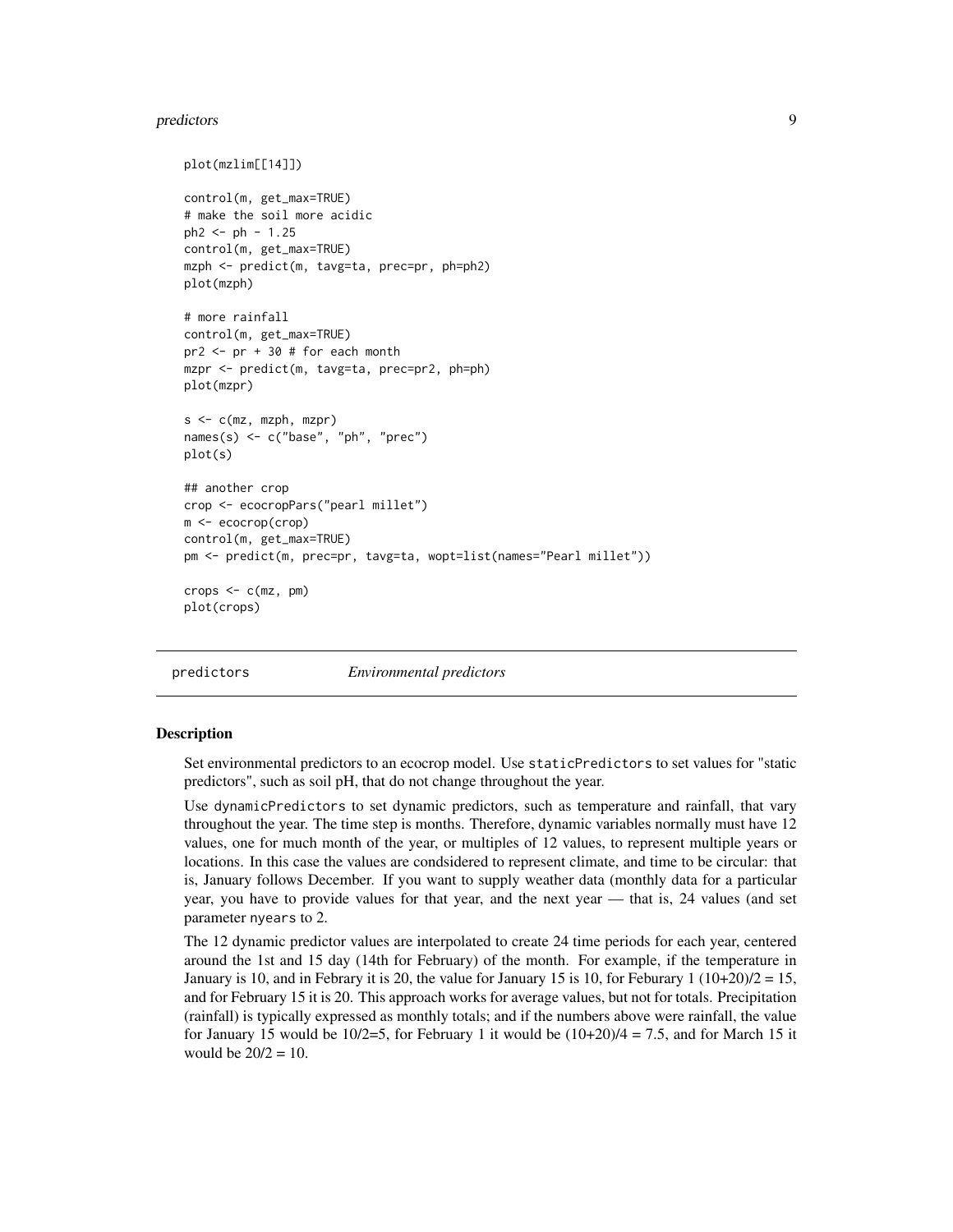```
plot(mzlim[[14]])

control(m, get_max=TRUE)
# make the soil more acidic
ph2 <- ph - 1.25
control(m, get_max=TRUE)
mzph <- predict(m, tavg=ta, prec=pr, ph=ph2)
plot(mzph)

# more rainfall
control(m, get_max=TRUE)
pr2 <- pr + 30 # for each month
mzpr <- predict(m, tavg=ta, prec=pr2, ph=ph)
plot(mzpr)

s <- c(mz, mzph, mzpr)
names(s) <- c("base", "ph", "prec")
plot(s)

## another crop
crop <- ecocropPars("pearl millet")
m <- ecocrop(crop)
control(m, get_max=TRUE)
pm <- predict(m, prec=pr, tavg=ta, wopt=list(names="Pearl millet"))

crops <- c(mz, pm)
plot(crops)
```

## predictors — *Environmental predictors*

### Description

Set environmental predictors to an ecocrop model. Use `staticPredictors` to set values for "static predictors", such as soil pH, that do not change throughout the year.

Use `dynamicPredictors` to set dynamic predictors, such as temperature and rainfall, that vary throughout the year. The time step is months. Therefore, dynamic variables normally must have 12 values, one for much month of the year, or multiples of 12 values, to represent multiple years or locations. In this case the values are condsidered to represent climate, and time to be circular: that is, January follows December. If you want to supply weather data (monthly data for a particular year, you have to provide values for that year, and the next year — that is, 24 values (and set parameter `nyears` to 2.

The 12 dynamic predictor values are interpolated to create 24 time periods for each year, centered around the 1st and 15 day (14th for February) of the month. For example, if the temperature in January is 10, and in Febrary it is 20, the value for January 15 is 10, for Feburary 1 $(10+20)/2 = 15$, and for February 15 it is 20. This approach works for average values, but not for totals. Precipitation (rainfall) is typically expressed as monthly totals; and if the numbers above were rainfall, the value for January 15 would be $10/2=5$, for February 1 it would be $(10+20)/4 = 7.5$, and for March 15 it would be $20/2 = 10$.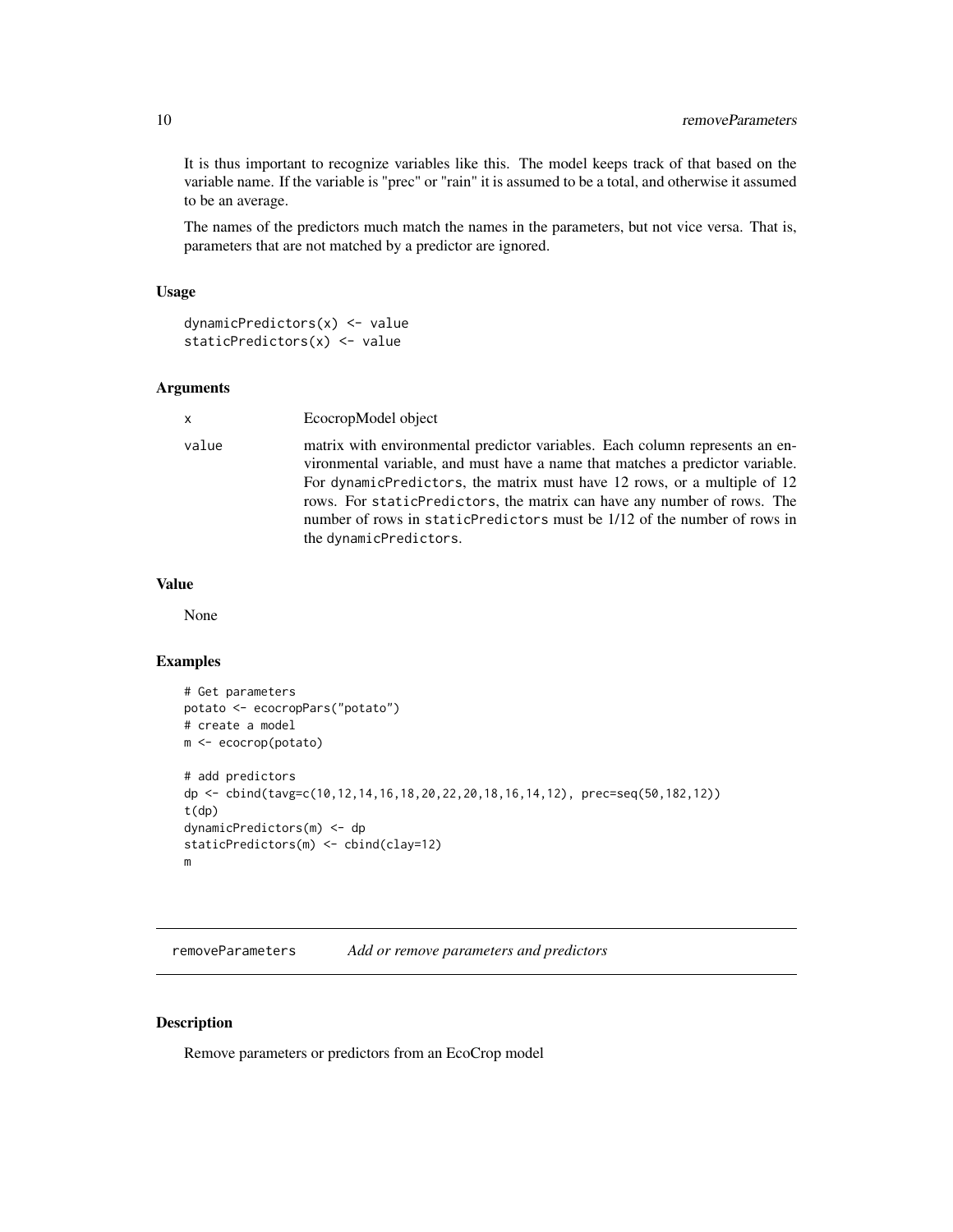It is thus important to recognize variables like this. The model keeps track of that based on the variable name. If the variable is "prec" or "rain" it is assumed to be a total, and otherwise it assumed to be an average.

The names of the predictors much match the names in the parameters, but not vice versa. That is, parameters that are not matched by a predictor are ignored.

### Usage

```
dynamicPredictors(x) <- value
staticPredictors(x) <- value
```

### Arguments

| | |
|---|---|
| `x` | EcocropModel object |
| `value` | matrix with environmental predictor variables. Each column represents an environmental variable, and must have a name that matches a predictor variable. For `dynamicPredictors`, the matrix must have 12 rows, or a multiple of 12 rows. For `staticPredictors`, the matrix can have any number of rows. The number of rows in `staticPredictors` must be 1/12 of the number of rows in the `dynamicPredictors`. |

### Value

None

### Examples

```
# Get parameters
potato <- ecocropPars("potato")
# create a model
m <- ecocrop(potato)

# add predictors
dp <- cbind(tavg=c(10,12,14,16,18,20,22,20,18,16,14,12), prec=seq(50,182,12))
t(dp)
dynamicPredictors(m) <- dp
staticPredictors(m) <- cbind(clay=12)
m
```

---

## removeParameters — *Add or remove parameters and predictors*

---

### Description

Remove parameters or predictors from an EcoCrop model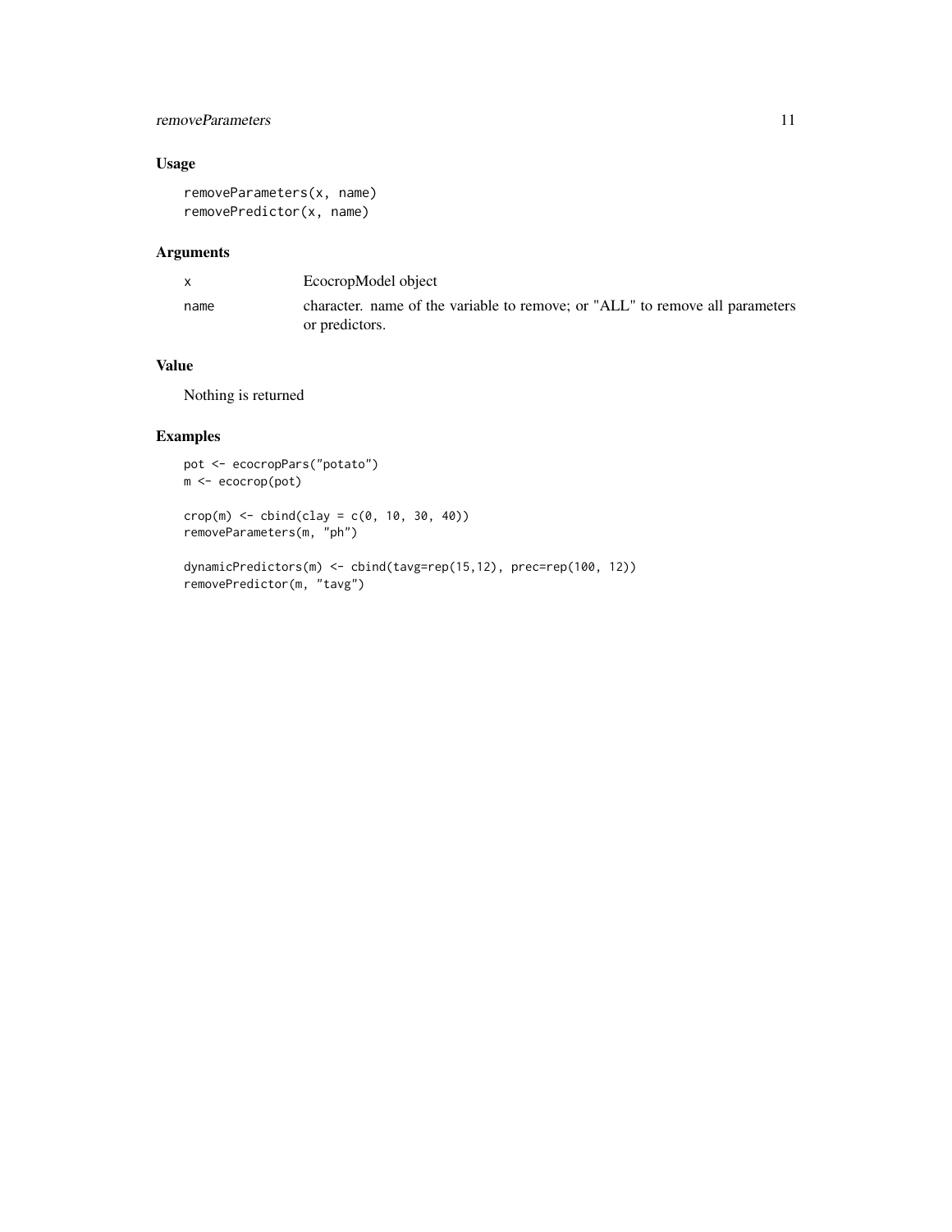### Usage

```
removeParameters(x, name)
removePredictor(x, name)
```

### Arguments

| | |
|---|---|
| x | EcocropModel object |
| name | character. name of the variable to remove; or "ALL" to remove all parameters or predictors. |

### Value

Nothing is returned

### Examples

```
pot <- ecocropPars("potato")
m <- ecocrop(pot)

crop(m) <- cbind(clay = c(0, 10, 30, 40))
removeParameters(m, "ph")

dynamicPredictors(m) <- cbind(tavg=rep(15,12), prec=rep(100, 12))
removePredictor(m, "tavg")
```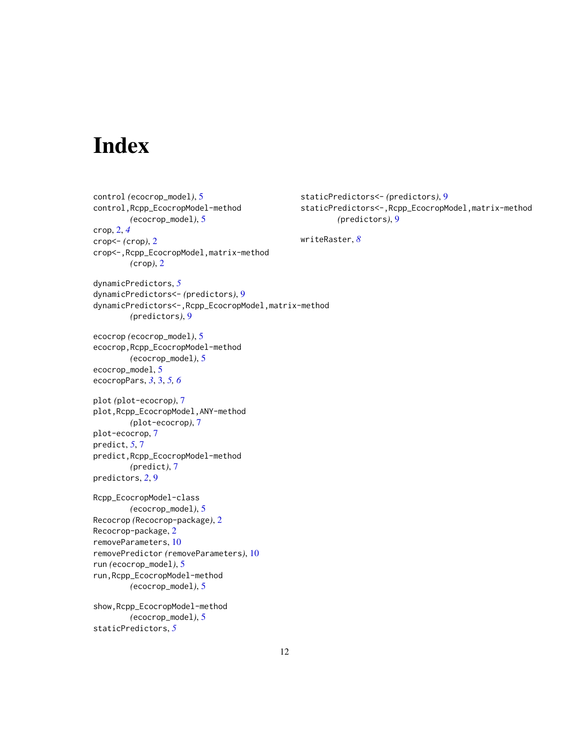# Index

control *(*ecocrop_model*)*, 5
control,Rcpp_EcocropModel-method
    *(*ecocrop_model*)*, 5
crop, 2, *4*
crop<- *(*crop*)*, 2
crop<-,Rcpp_EcocropModel,matrix-method
    *(*crop*)*, 2

dynamicPredictors, *5*
dynamicPredictors<- *(*predictors*)*, 9
dynamicPredictors<-,Rcpp_EcocropModel,matrix-method
    *(*predictors*)*, 9

ecocrop *(*ecocrop_model*)*, 5
ecocrop,Rcpp_EcocropModel-method
    *(*ecocrop_model*)*, 5
ecocrop_model, 5
ecocropPars, *3*, 3, *5, 6*

plot *(*plot-ecocrop*)*, 7
plot,Rcpp_EcocropModel,ANY-method
    *(*plot-ecocrop*)*, 7
plot-ecocrop, 7
predict, *5*, 7
predict,Rcpp_EcocropModel-method
    *(*predict*)*, 7
predictors, *2*, 9

Rcpp_EcocropModel-class
    *(*ecocrop_model*)*, 5
Recocrop *(*Recocrop-package*)*, 2
Recocrop-package, 2
removeParameters, 10
removePredictor *(*removeParameters*)*, 10
run *(*ecocrop_model*)*, 5
run,Rcpp_EcocropModel-method
    *(*ecocrop_model*)*, 5

show,Rcpp_EcocropModel-method
    *(*ecocrop_model*)*, 5
staticPredictors, *5*
staticPredictors<- *(*predictors*)*, 9
staticPredictors<-,Rcpp_EcocropModel,matrix-method
    *(*predictors*)*, 9

writeRaster, *8*